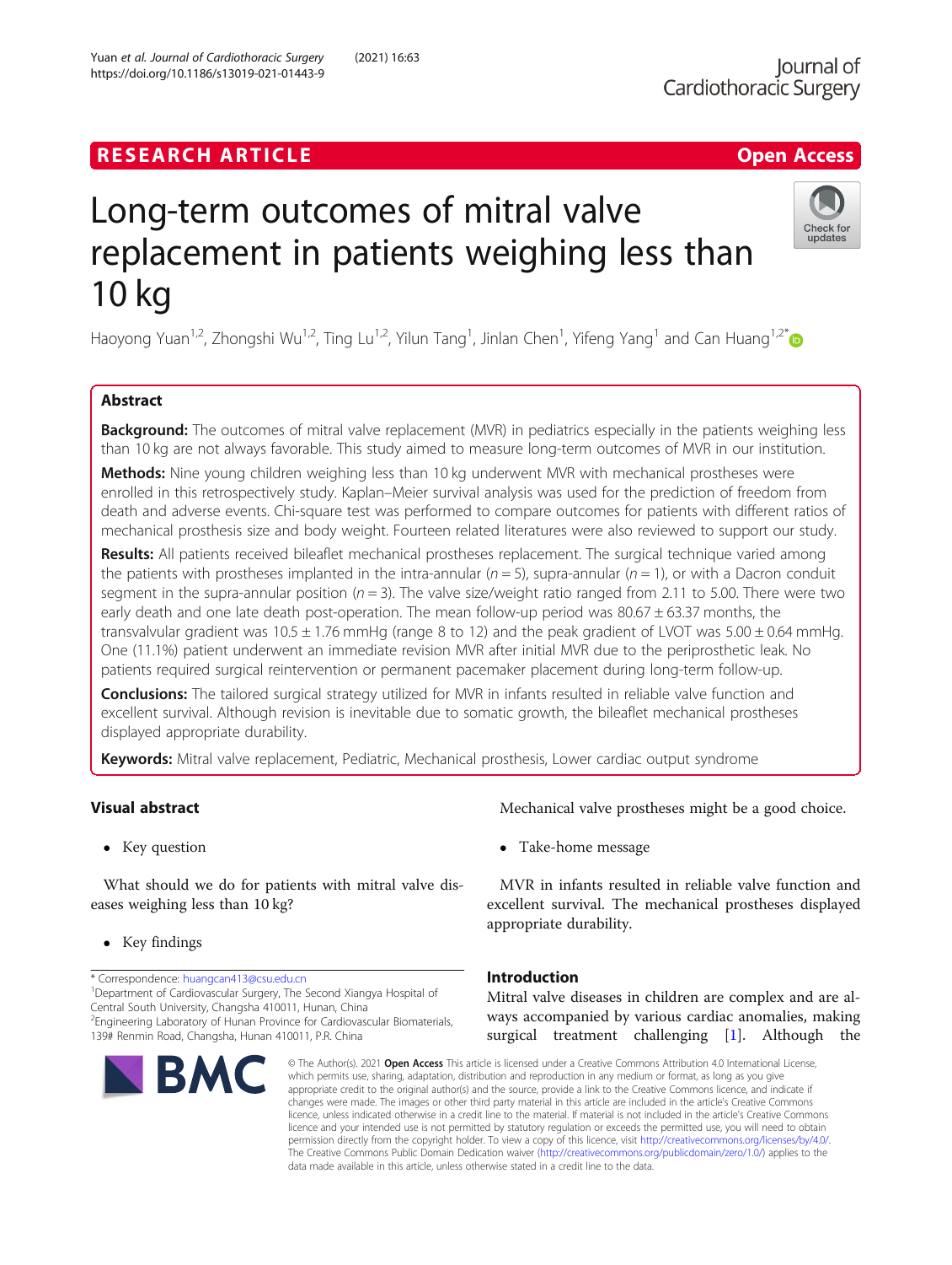RESEARCH ARTICLE

Open Access

# Long-term outcomes of mitral valve replacement in patients weighing less than 10 kg

Haoyong Yuan[1,2], Zhongshi Wu[1,2], Ting Lu[1,2], Yilun Tang[1], Jinlan Chen[1], Yifeng Yang[1] and Can Huang[1,2*]

## Abstract

**Background:** The outcomes of mitral valve replacement (MVR) in pediatrics especially in the patients weighing less than 10 kg are not always favorable. This study aimed to measure long-term outcomes of MVR in our institution.

**Methods:** Nine young children weighing less than 10 kg underwent MVR with mechanical prostheses were enrolled in this retrospectively study. Kaplan–Meier survival analysis was used for the prediction of freedom from death and adverse events. Chi-square test was performed to compare outcomes for patients with different ratios of mechanical prosthesis size and body weight. Fourteen related literatures were also reviewed to support our study.

**Results:** All patients received bileaflet mechanical prostheses replacement. The surgical technique varied among the patients with prostheses implanted in the intra-annular ($n = 5$), supra-annular ($n = 1$), or with a Dacron conduit segment in the supra-annular position ($n = 3$). The valve size/weight ratio ranged from 2.11 to 5.00. There were two early death and one late death post-operation. The mean follow-up period was 80.67 ± 63.37 months, the transvalvular gradient was 10.5 ± 1.76 mmHg (range 8 to 12) and the peak gradient of LVOT was 5.00 ± 0.64 mmHg. One (11.1%) patient underwent an immediate revision MVR after initial MVR due to the periprosthetic leak. No patients required surgical reintervention or permanent pacemaker placement during long-term follow-up.

**Conclusions:** The tailored surgical strategy utilized for MVR in infants resulted in reliable valve function and excellent survival. Although revision is inevitable due to somatic growth, the bileaflet mechanical prostheses displayed appropriate durability.

**Keywords:** Mitral valve replacement, Pediatric, Mechanical prosthesis, Lower cardiac output syndrome

## Visual abstract

- Key question

What should we do for patients with mitral valve diseases weighing less than 10 kg?

- Key findings

Mechanical valve prostheses might be a good choice.

- Take-home message

MVR in infants resulted in reliable valve function and excellent survival. The mechanical prostheses displayed appropriate durability.

## Introduction

Mitral valve diseases in children are complex and are always accompanied by various cardiac anomalies, making surgical treatment challenging [1]. Although the

* Correspondence: huangcan413@csu.edu.cn
[1]Department of Cardiovascular Surgery, The Second Xiangya Hospital of Central South University, Changsha 410011, Hunan, China
[2]Engineering Laboratory of Hunan Province for Cardiovascular Biomaterials, 139# Renmin Road, Changsha, Hunan 410011, P.R. China

© The Author(s). 2021 **Open Access** This article is licensed under a Creative Commons Attribution 4.0 International License, which permits use, sharing, adaptation, distribution and reproduction in any medium or format, as long as you give appropriate credit to the original author(s) and the source, provide a link to the Creative Commons licence, and indicate if changes were made. The images or other third party material in this article are included in the article's Creative Commons licence, unless indicated otherwise in a credit line to the material. If material is not included in the article's Creative Commons licence and your intended use is not permitted by statutory regulation or exceeds the permitted use, you will need to obtain permission directly from the copyright holder. To view a copy of this licence, visit http://creativecommons.org/licenses/by/4.0/. The Creative Commons Public Domain Dedication waiver (http://creativecommons.org/publicdomain/zero/1.0/) applies to the data made available in this article, unless otherwise stated in a credit line to the data.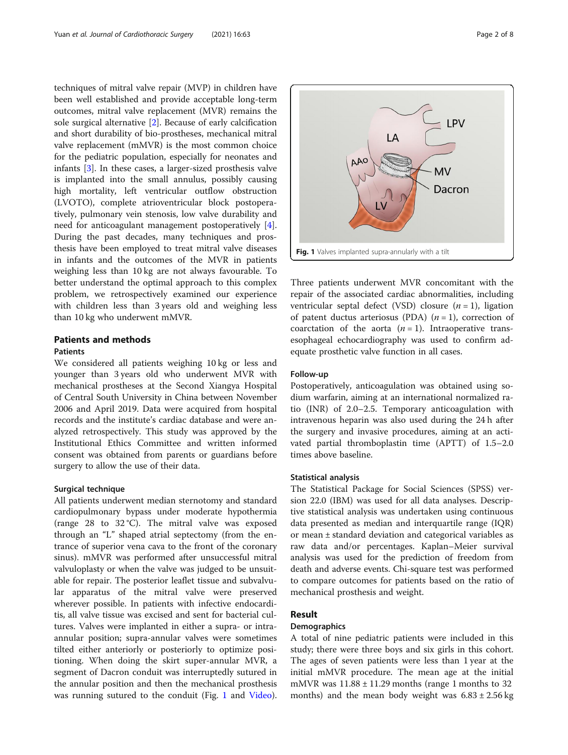techniques of mitral valve repair (MVP) in children have been well established and provide acceptable long-term outcomes, mitral valve replacement (MVR) remains the sole surgical alternative [2]. Because of early calcification and short durability of bio-prostheses, mechanical mitral valve replacement (mMVR) is the most common choice for the pediatric population, especially for neonates and infants [3]. In these cases, a larger-sized prosthesis valve is implanted into the small annulus, possibly causing high mortality, left ventricular outflow obstruction (LVOTO), complete atrioventricular block postoperatively, pulmonary vein stenosis, low valve durability and need for anticoagulant management postoperatively [4]. During the past decades, many techniques and prosthesis have been employed to treat mitral valve diseases in infants and the outcomes of the MVR in patients weighing less than 10 kg are not always favourable. To better understand the optimal approach to this complex problem, we retrospectively examined our experience with children less than 3 years old and weighing less than 10 kg who underwent mMVR.

## Patients and methods

### Patients

We considered all patients weighing 10 kg or less and younger than 3 years old who underwent MVR with mechanical prostheses at the Second Xiangya Hospital of Central South University in China between November 2006 and April 2019. Data were acquired from hospital records and the institute's cardiac database and were analyzed retrospectively. This study was approved by the Institutional Ethics Committee and written informed consent was obtained from parents or guardians before surgery to allow the use of their data.

### Surgical technique

All patients underwent median sternotomy and standard cardiopulmonary bypass under moderate hypothermia (range 28 to 32 °C). The mitral valve was exposed through an "L" shaped atrial septectomy (from the entrance of superior vena cava to the front of the coronary sinus). mMVR was performed after unsuccessful mitral valvuloplasty or when the valve was judged to be unsuitable for repair. The posterior leaflet tissue and subvalvular apparatus of the mitral valve were preserved wherever possible. In patients with infective endocarditis, all valve tissue was excised and sent for bacterial cultures. Valves were implanted in either a supra- or intra-annular position; supra-annular valves were sometimes tilted either anteriorly or posteriorly to optimize positioning. When doing the skirt super-annular MVR, a segment of Dacron conduit was interruptedly sutured in the annular position and then the mechanical prosthesis was running sutured to the conduit (Fig. 1 and Video). Three patients underwent MVR concomitant with the repair of the associated cardiac abnormalities, including ventricular septal defect (VSD) closure ($n = 1$), ligation of patent ductus arteriosus (PDA) ($n = 1$), correction of coarctation of the aorta ($n = 1$). Intraoperative transesophageal echocardiography was used to confirm adequate prosthetic valve function in all cases.

**Fig. 1** Valves implanted supra-annularly with a tilt

### Follow-up

Postoperatively, anticoagulation was obtained using sodium warfarin, aiming at an international normalized ratio (INR) of 2.0–2.5. Temporary anticoagulation with intravenous heparin was also used during the 24 h after the surgery and invasive procedures, aiming at an activated partial thromboplastin time (APTT) of 1.5–2.0 times above baseline.

### Statistical analysis

The Statistical Package for Social Sciences (SPSS) version 22.0 (IBM) was used for all data analyses. Descriptive statistical analysis was undertaken using continuous data presented as median and interquartile range (IQR) or mean ± standard deviation and categorical variables as raw data and/or percentages. Kaplan–Meier survival analysis was used for the prediction of freedom from death and adverse events. Chi-square test was performed to compare outcomes for patients based on the ratio of mechanical prosthesis and weight.

## Result

### Demographics

A total of nine pediatric patients were included in this study; there were three boys and six girls in this cohort. The ages of seven patients were less than 1 year at the initial mMVR procedure. The mean age at the initial mMVR was 11.88 ± 11.29 months (range 1 months to 32 months) and the mean body weight was 6.83 ± 2.56 kg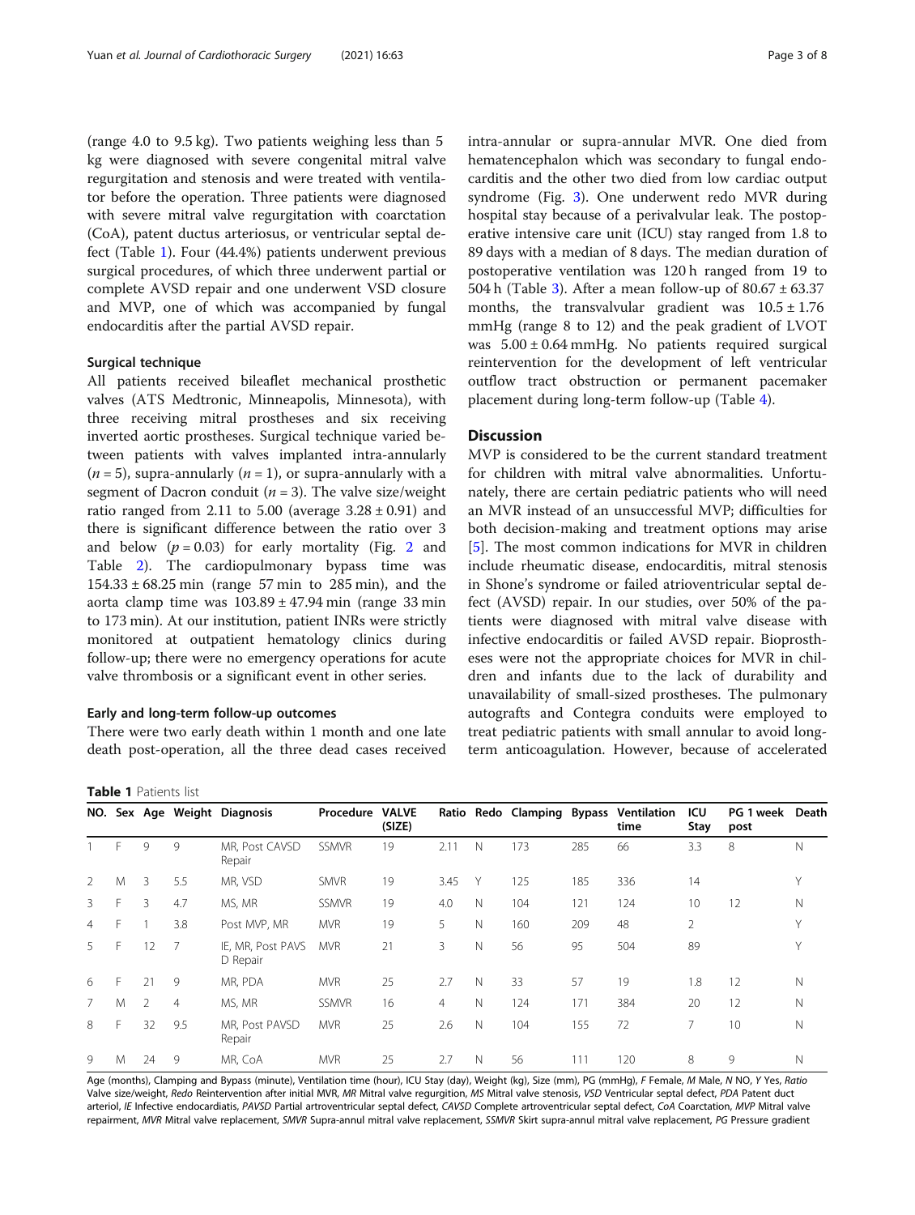(range 4.0 to 9.5 kg). Two patients weighing less than 5 kg were diagnosed with severe congenital mitral valve regurgitation and stenosis and were treated with ventilator before the operation. Three patients were diagnosed with severe mitral valve regurgitation with coarctation (CoA), patent ductus arteriosus, or ventricular septal defect (Table 1). Four (44.4%) patients underwent previous surgical procedures, of which three underwent partial or complete AVSD repair and one underwent VSD closure and MVP, one of which was accompanied by fungal endocarditis after the partial AVSD repair.

### Surgical technique

All patients received bileaflet mechanical prosthetic valves (ATS Medtronic, Minneapolis, Minnesota), with three receiving mitral prostheses and six receiving inverted aortic prostheses. Surgical technique varied between patients with valves implanted intra-annularly ($n = 5$), supra-annularly ($n = 1$), or supra-annularly with a segment of Dacron conduit ($n = 3$). The valve size/weight ratio ranged from 2.11 to 5.00 (average $3.28 \pm 0.91$) and there is significant difference between the ratio over 3 and below ($p = 0.03$) for early mortality (Fig. 2 and Table 2). The cardiopulmonary bypass time was $154.33 \pm 68.25$ min (range 57 min to 285 min), and the aorta clamp time was $103.89 \pm 47.94$ min (range 33 min to 173 min). At our institution, patient INRs were strictly monitored at outpatient hematology clinics during follow-up; there were no emergency operations for acute valve thrombosis or a significant event in other series.

### Early and long-term follow-up outcomes

There were two early death within 1 month and one late death post-operation, all the three dead cases received intra-annular or supra-annular MVR. One died from hematencephalon which was secondary to fungal endocarditis and the other two died from low cardiac output syndrome (Fig. 3). One underwent redo MVR during hospital stay because of a perivalvular leak. The postoperative intensive care unit (ICU) stay ranged from 1.8 to 89 days with a median of 8 days. The median duration of postoperative ventilation was 120 h ranged from 19 to 504 h (Table 3). After a mean follow-up of $80.67 \pm 63.37$ months, the transvalvular gradient was $10.5 \pm 1.76$ mmHg (range 8 to 12) and the peak gradient of LVOT was $5.00 \pm 0.64$ mmHg. No patients required surgical reintervention for the development of left ventricular outflow tract obstruction or permanent pacemaker placement during long-term follow-up (Table 4).

## Discussion

MVP is considered to be the current standard treatment for children with mitral valve abnormalities. Unfortunately, there are certain pediatric patients who will need an MVR instead of an unsuccessful MVP; difficulties for both decision-making and treatment options may arise [5]. The most common indications for MVR in children include rheumatic disease, endocarditis, mitral stenosis in Shone's syndrome or failed atrioventricular septal defect (AVSD) repair. In our studies, over 50% of the patients were diagnosed with mitral valve disease with infective endocarditis or failed AVSD repair. Bioprostheses were not the appropriate choices for MVR in children and infants due to the lack of durability and unavailability of small-sized prostheses. The pulmonary autografts and Contegra conduits were employed to treat pediatric patients with small annular to avoid long-term anticoagulation. However, because of accelerated

**Table 1** Patients list

| NO. | Sex | Age | Weight | Diagnosis | Procedure | VALVE (SIZE) | Ratio | Redo | Clamping | Bypass | Ventilation time | ICU Stay | PG 1 week post | Death |
|---|---|---|---|---|---|---|---|---|---|---|---|---|---|---|
| 1 | F | 9 | 9 | MR, Post CAVSD Repair | SSMVR | 19 | 2.11 | N | 173 | 285 | 66 | 3.3 | 8 | N |
| 2 | M | 3 | 5.5 | MR, VSD | SMVR | 19 | 3.45 | Y | 125 | 185 | 336 | 14 | | Y |
| 3 | F | 3 | 4.7 | MS, MR | SSMVR | 19 | 4.0 | N | 104 | 121 | 124 | 10 | 12 | N |
| 4 | F | 1 | 3.8 | Post MVP, MR | MVR | 19 | 5 | N | 160 | 209 | 48 | 2 | | Y |
| 5 | F | 12 | 7 | IE, MR, Post PAVS D Repair | MVR | 21 | 3 | N | 56 | 95 | 504 | 89 | | Y |
| 6 | F | 21 | 9 | MR, PDA | MVR | 25 | 2.7 | N | 33 | 57 | 19 | 1.8 | 12 | N |
| 7 | M | 2 | 4 | MS, MR | SSMVR | 16 | 4 | N | 124 | 171 | 384 | 20 | 12 | N |
| 8 | F | 32 | 9.5 | MR, Post PAVSD Repair | MVR | 25 | 2.6 | N | 104 | 155 | 72 | 7 | 10 | N |
| 9 | M | 24 | 9 | MR, CoA | MVR | 25 | 2.7 | N | 56 | 111 | 120 | 8 | 9 | N |

Age (months), Clamping and Bypass (minute), Ventilation time (hour), ICU Stay (day), Weight (kg), Size (mm), PG (mmHg), *F* Female, *M* Male, *N* NO, *Y* Yes, *Ratio* Valve size/weight, *Redo* Reintervention after initial MVR, *MR* Mitral valve regurgition, *MS* Mitral valve stenosis, *VSD* Ventricular septal defect, *PDA* Patent duct arteriol, *IE* Infective endocardiatis, *PAVSD* Partial artroventricular septal defect, *CAVSD* Complete artroventricular septal defect, *CoA* Coarctation, *MVP* Mitral valve repairment, *MVR* Mitral valve replacement, *SMVR* Supra-annul mitral valve replacement, *SSMVR* Skirt supra-annul mitral valve replacement, *PG* Pressure gradient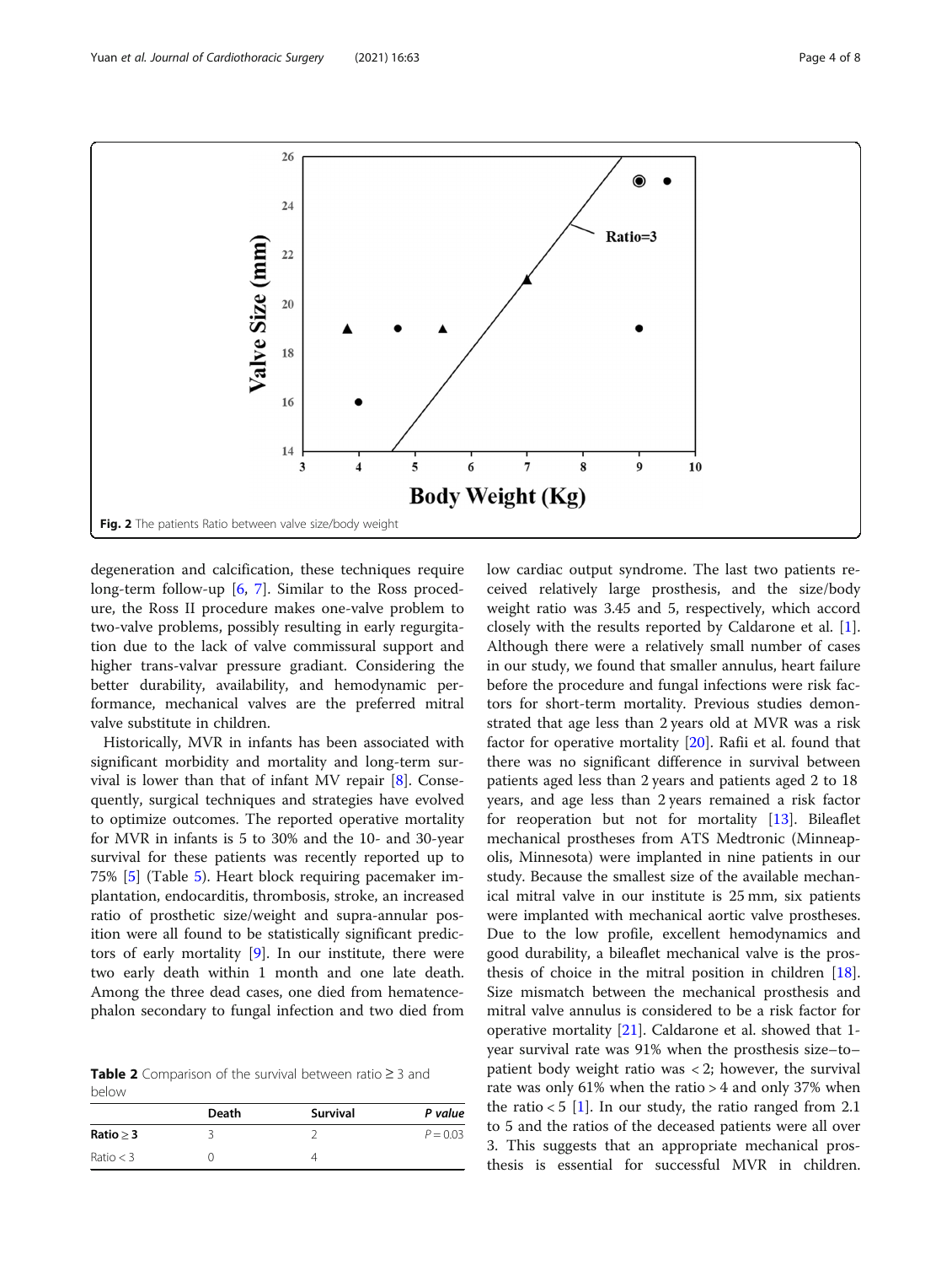Fig. 2 The patients Ratio between valve size/body weight

degeneration and calcification, these techniques require long-term follow-up [6, 7]. Similar to the Ross procedure, the Ross II procedure makes one-valve problem to two-valve problems, possibly resulting in early regurgitation due to the lack of valve commissural support and higher trans-valvar pressure gradiant. Considering the better durability, availability, and hemodynamic performance, mechanical valves are the preferred mitral valve substitute in children.

Historically, MVR in infants has been associated with significant morbidity and mortality and long-term survival is lower than that of infant MV repair [8]. Consequently, surgical techniques and strategies have evolved to optimize outcomes. The reported operative mortality for MVR in infants is 5 to 30% and the 10- and 30-year survival for these patients was recently reported up to 75% [5] (Table 5). Heart block requiring pacemaker implantation, endocarditis, thrombosis, stroke, an increased ratio of prosthetic size/weight and supra-annular position were all found to be statistically significant predictors of early mortality [9]. In our institute, there were two early death within 1 month and one late death. Among the three dead cases, one died from hematencephalon secondary to fungal infection and two died from low cardiac output syndrome. The last two patients received relatively large prosthesis, and the size/body weight ratio was 3.45 and 5, respectively, which accord closely with the results reported by Caldarone et al. [1]. Although there were a relatively small number of cases in our study, we found that smaller annulus, heart failure before the procedure and fungal infections were risk factors for short-term mortality. Previous studies demonstrated that age less than 2 years old at MVR was a risk factor for operative mortality [20]. Rafii et al. found that there was no significant difference in survival between patients aged less than 2 years and patients aged 2 to 18 years, and age less than 2 years remained a risk factor for reoperation but not for mortality [13]. Bileaflet mechanical prostheses from ATS Medtronic (Minneapolis, Minnesota) were implanted in nine patients in our study. Because the smallest size of the available mechanical mitral valve in our institute is 25 mm, six patients were implanted with mechanical aortic valve prostheses. Due to the low profile, excellent hemodynamics and good durability, a bileaflet mechanical valve is the prosthesis of choice in the mitral position in children [18]. Size mismatch between the mechanical prosthesis and mitral valve annulus is considered to be a risk factor for operative mortality [21]. Caldarone et al. showed that 1-year survival rate was 91% when the prosthesis size–to–patient body weight ratio was < 2; however, the survival rate was only 61% when the ratio > 4 and only 37% when the ratio < 5 [1]. In our study, the ratio ranged from 2.1 to 5 and the ratios of the deceased patients were all over 3. This suggests that an appropriate mechanical prosthesis is essential for successful MVR in children.

**Table 2** Comparison of the survival between ratio ≥ 3 and below

| | Death | Survival | *P value* |
|---|---|---|---|
| **Ratio ≥ 3** | 3 | 2 | $P = 0.03$ |
| Ratio < 3 | 0 | 4 | |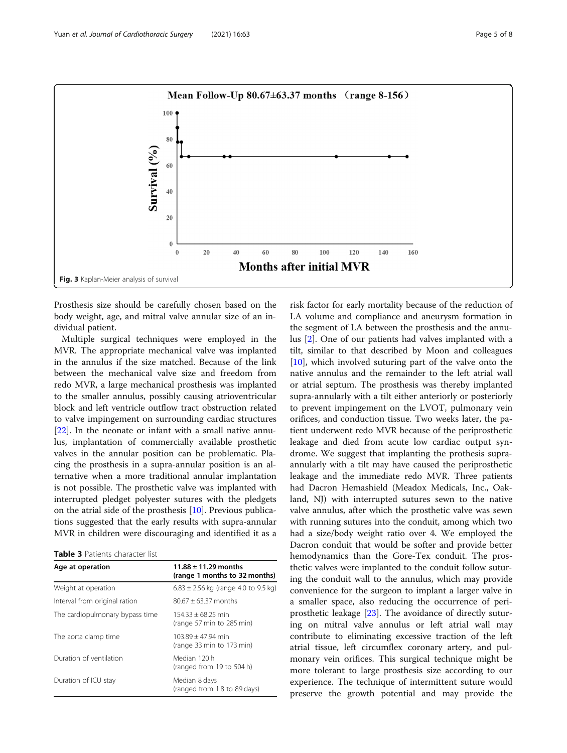Fig. 3 Kaplan-Meier analysis of survival

Prosthesis size should be carefully chosen based on the body weight, age, and mitral valve annular size of an individual patient.

Multiple surgical techniques were employed in the MVR. The appropriate mechanical valve was implanted in the annulus if the size matched. Because of the link between the mechanical valve size and freedom from redo MVR, a large mechanical prosthesis was implanted to the smaller annulus, possibly causing atrioventricular block and left ventricle outflow tract obstruction related to valve impingement on surrounding cardiac structures [22]. In the neonate or infant with a small native annulus, implantation of commercially available prosthetic valves in the annular position can be problematic. Placing the prosthesis in a supra-annular position is an alternative when a more traditional annular implantation is not possible. The prosthetic valve was implanted with interrupted pledget polyester sutures with the pledgets on the atrial side of the prosthesis [10]. Previous publications suggested that the early results with supra-annular MVR in children were discouraging and identified it as a risk factor for early mortality because of the reduction of LA volume and compliance and aneurysm formation in the segment of LA between the prosthesis and the annulus [2]. One of our patients had valves implanted with a tilt, similar to that described by Moon and colleagues [10], which involved suturing part of the valve onto the native annulus and the remainder to the left atrial wall or atrial septum. The prosthesis was thereby implanted supra-annularly with a tilt either anteriorly or posteriorly to prevent impingement on the LVOT, pulmonary vein orifices, and conduction tissue. Two weeks later, the patient underwent redo MVR because of the periprosthetic leakage and died from acute low cardiac output syndrome. We suggest that implanting the prothesis supra-annularly with a tilt may have caused the periprosthetic leakage and the immediate redo MVR. Three patients had Dacron Hemashield (Meadox Medicals, Inc., Oakland, NJ) with interrupted sutures sewn to the native valve annulus, after which the prosthetic valve was sewn with running sutures into the conduit, among which two had a size/body weight ratio over 4. We employed the Dacron conduit that would be softer and provide better hemodynamics than the Gore-Tex conduit. The prosthetic valves were implanted to the conduit follow suturing the conduit wall to the annulus, which may provide convenience for the surgeon to implant a larger valve in a smaller space, also reducing the occurrence of periprosthetic leakage [23]. The avoidance of directly suturing on mitral valve annulus or left atrial wall may contribute to eliminating excessive traction of the left atrial tissue, left circumflex coronary artery, and pulmonary vein orifices. This surgical technique might be more tolerant to large prosthesis size according to our experience. The technique of intermittent suture would preserve the growth potential and may provide the

**Table 3** Patients character list

| Age at operation | 11.88 ± 11.29 months (range 1 months to 32 months) |
|---|---|
| Weight at operation | 6.83 ± 2.56 kg (range 4.0 to 9.5 kg) |
| Interval from original ration | 80.67 ± 63.37 months |
| The cardiopulmonary bypass time | 154.33 ± 68.25 min (range 57 min to 285 min) |
| The aorta clamp time | 103.89 ± 47.94 min (range 33 min to 173 min) |
| Duration of ventilation | Median 120 h (ranged from 19 to 504 h) |
| Duration of ICU stay | Median 8 days (ranged from 1.8 to 89 days) |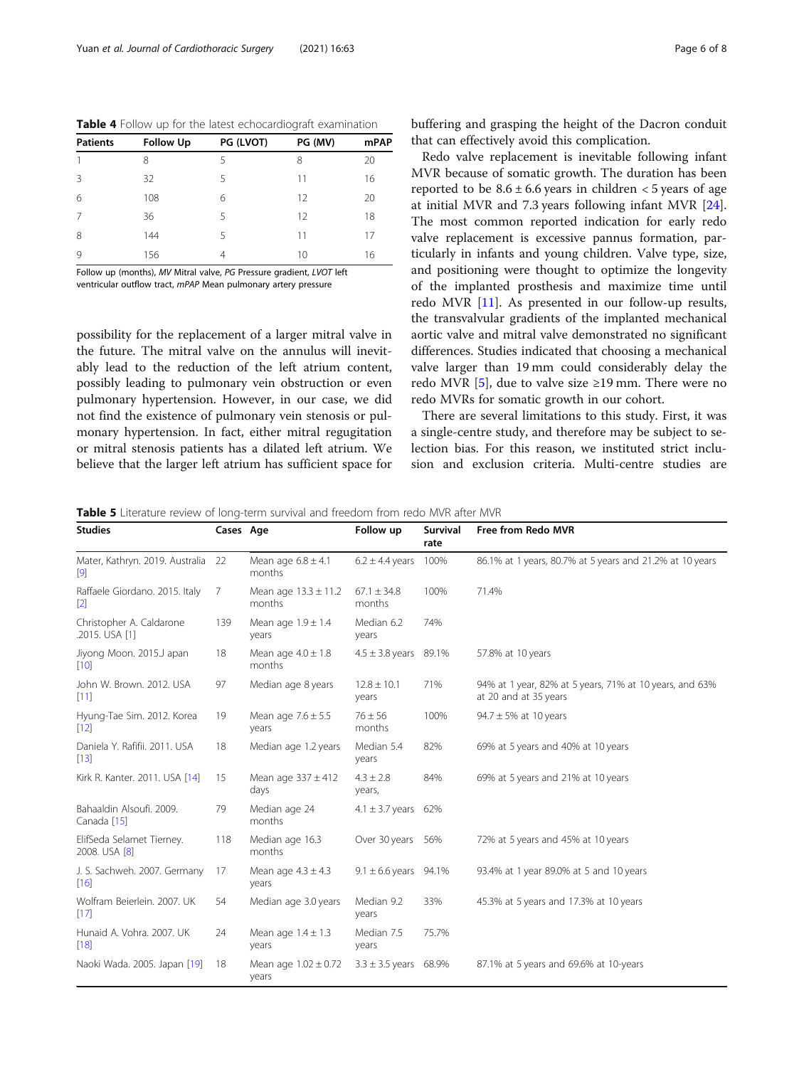**Table 4** Follow up for the latest echocardiograft examination

| Patients | Follow Up | PG (LVOT) | PG (MV) | mPAP |
|---|---|---|---|---|
| 1 | 8 | 5 | 8 | 20 |
| 3 | 32 | 5 | 11 | 16 |
| 6 | 108 | 6 | 12 | 20 |
| 7 | 36 | 5 | 12 | 18 |
| 8 | 144 | 5 | 11 | 17 |
| 9 | 156 | 4 | 10 | 16 |

Follow up (months), *MV* Mitral valve, *PG* Pressure gradient, *LVOT* left ventricular outflow tract, *mPAP* Mean pulmonary artery pressure

possibility for the replacement of a larger mitral valve in the future. The mitral valve on the annulus will inevitably lead to the reduction of the left atrium content, possibly leading to pulmonary vein obstruction or even pulmonary hypertension. However, in our case, we did not find the existence of pulmonary vein stenosis or pulmonary hypertension. In fact, either mitral regugitation or mitral stenosis patients has a dilated left atrium. We believe that the larger left atrium has sufficient space for buffering and grasping the height of the Dacron conduit that can effectively avoid this complication.

Redo valve replacement is inevitable following infant MVR because of somatic growth. The duration has been reported to be $8.6 \pm 6.6$ years in children < 5 years of age at initial MVR and 7.3 years following infant MVR [24]. The most common reported indication for early redo valve replacement is excessive pannus formation, particularly in infants and young children. Valve type, size, and positioning were thought to optimize the longevity of the implanted prosthesis and maximize time until redo MVR [11]. As presented in our follow-up results, the transvalvular gradients of the implanted mechanical aortic valve and mitral valve demonstrated no significant differences. Studies indicated that choosing a mechanical valve larger than 19 mm could considerably delay the redo MVR [5], due to valve size ≥19 mm. There were no redo MVRs for somatic growth in our cohort.

There are several limitations to this study. First, it was a single-centre study, and therefore may be subject to selection bias. For this reason, we instituted strict inclusion and exclusion criteria. Multi-centre studies are

**Table 5** Literature review of long-term survival and freedom from redo MVR after MVR

| Studies | Cases | Age | Follow up | Survival rate | Free from Redo MVR |
|---|---|---|---|---|---|
| Mater, Kathryn. 2019. Australia [9] | 22 | Mean age $6.8 \pm 4.1$ months | $6.2 \pm 4.4$ years | 100% | 86.1% at 1 years, 80.7% at 5 years and 21.2% at 10 years |
| Raffaele Giordano. 2015. Italy [2] | 7 | Mean age $13.3 \pm 11.2$ months | $67.1 \pm 34.8$ months | 100% | 71.4% |
| Christopher A. Caldarone .2015. USA [1] | 139 | Mean age $1.9 \pm 1.4$ years | Median 6.2 years | 74% | |
| Jiyong Moon. 2015.J apan [10] | 18 | Mean age $4.0 \pm 1.8$ months | $4.5 \pm 3.8$ years | 89.1% | 57.8% at 10 years |
| John W. Brown. 2012. USA [11] | 97 | Median age 8 years | $12.8 \pm 10.1$ years | 71% | 94% at 1 year, 82% at 5 years, 71% at 10 years, and 63% at 20 and at 35 years |
| Hyung-Tae Sim. 2012. Korea [12] | 19 | Mean age $7.6 \pm 5.5$ years | $76 \pm 56$ months | 100% | $94.7 \pm 5$% at 10 years |
| Daniela Y. Rafifii. 2011. USA [13] | 18 | Median age 1.2 years | Median 5.4 years | 82% | 69% at 5 years and 40% at 10 years |
| Kirk R. Kanter. 2011. USA [14] | 15 | Mean age $337 \pm 412$ days | $4.3 \pm 2.8$ years, | 84% | 69% at 5 years and 21% at 10 years |
| Bahaaldin Alsoufi. 2009. Canada [15] | 79 | Median age 24 months | $4.1 \pm 3.7$ years | 62% | |
| ElifSeda Selamet Tierney. 2008. USA [8] | 118 | Median age 16.3 months | Over 30 years | 56% | 72% at 5 years and 45% at 10 years |
| J. S. Sachweh. 2007. Germany [16] | 17 | Mean age $4.3 \pm 4.3$ years | $9.1 \pm 6.6$ years | 94.1% | 93.4% at 1 year 89.0% at 5 and 10 years |
| Wolfram Beierlein. 2007. UK [17] | 54 | Median age 3.0 years | Median 9.2 years | 33% | 45.3% at 5 years and 17.3% at 10 years |
| Hunaid A. Vohra. 2007. UK [18] | 24 | Mean age $1.4 \pm 1.3$ years | Median 7.5 years | 75.7% | |
| Naoki Wada. 2005. Japan [19] | 18 | Mean age $1.02 \pm 0.72$ years | $3.3 \pm 3.5$ years | 68.9% | 87.1% at 5 years and 69.6% at 10-years |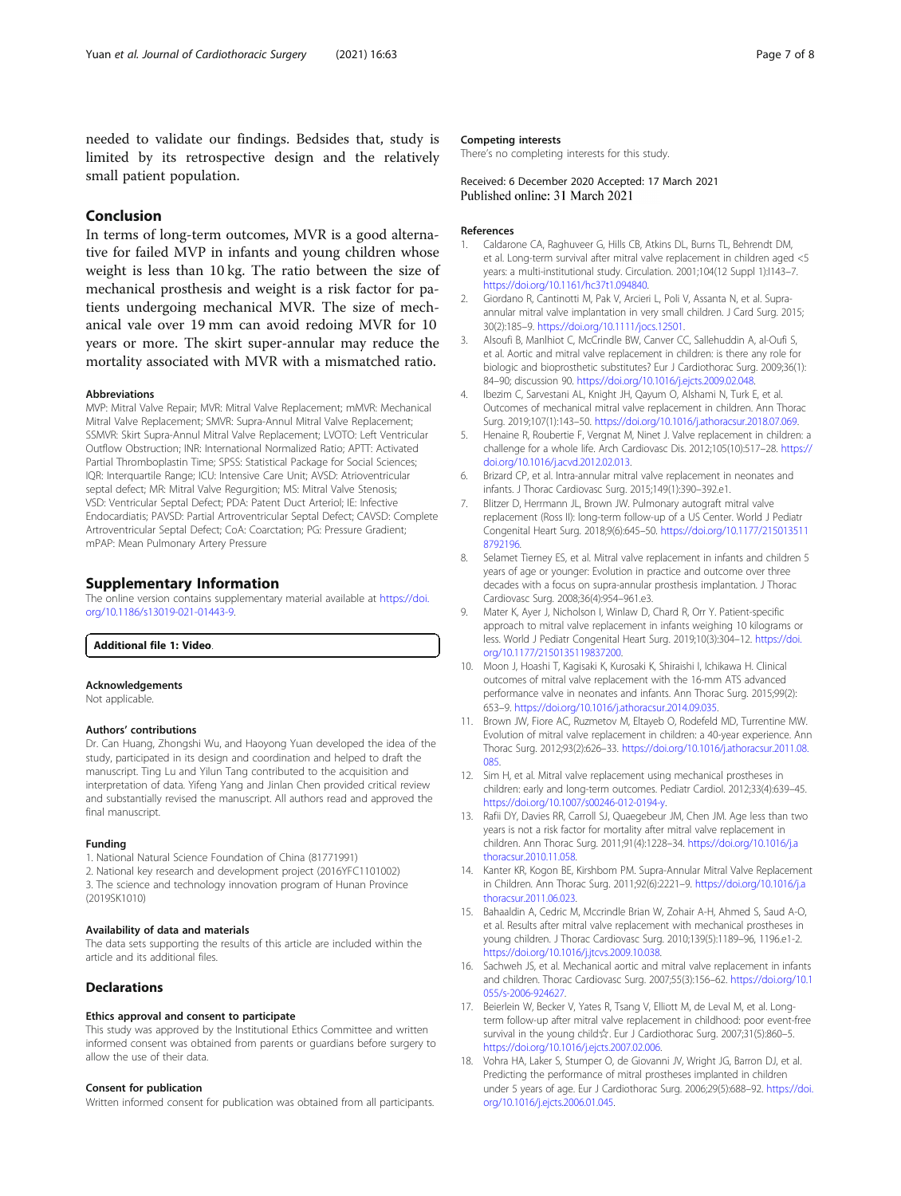needed to validate our findings. Bedsides that, study is limited by its retrospective design and the relatively small patient population.

## Conclusion

In terms of long-term outcomes, MVR is a good alternative for failed MVP in infants and young children whose weight is less than 10 kg. The ratio between the size of mechanical prosthesis and weight is a risk factor for patients undergoing mechanical MVR. The size of mechanical vale over 19 mm can avoid redoing MVR for 10 years or more. The skirt super-annular may reduce the mortality associated with MVR with a mismatched ratio.

#### Abbreviations

MVP: Mitral Valve Repair; MVR: Mitral Valve Replacement; mMVR: Mechanical Mitral Valve Replacement; SMVR: Supra-Annul Mitral Valve Replacement; SSMVR: Skirt Supra-Annul Mitral Valve Replacement; LVOTO: Left Ventricular Outflow Obstruction; INR: International Normalized Ratio; APTT: Activated Partial Thromboplastin Time; SPSS: Statistical Package for Social Sciences; IQR: Interquartile Range; ICU: Intensive Care Unit; AVSD: Atrioventricular septal defect; MR: Mitral Valve Regurgition; MS: Mitral Valve Stenosis; VSD: Ventricular Septal Defect; PDA: Patent Duct Arteriol; IE: Infective Endocardiatis; PAVSD: Partial Artroventricular Septal Defect; CAVSD: Complete Artroventricular Septal Defect; CoA: Coarctation; PG: Pressure Gradient; mPAP: Mean Pulmonary Artery Pressure

## Supplementary Information

The online version contains supplementary material available at https://doi.org/10.1186/s13019-021-01443-9.

**Additional file 1: Video**.

#### Acknowledgements

Not applicable.

#### Authors' contributions

Dr. Can Huang, Zhongshi Wu, and Haoyong Yuan developed the idea of the study, participated in its design and coordination and helped to draft the manuscript. Ting Lu and Yilun Tang contributed to the acquisition and interpretation of data. Yifeng Yang and Jinlan Chen provided critical review and substantially revised the manuscript. All authors read and approved the final manuscript.

#### Funding

1. National Natural Science Foundation of China (81771991)
2. National key research and development project (2016YFC1101002)
3. The science and technology innovation program of Hunan Province (2019SK1010)

#### Availability of data and materials

The data sets supporting the results of this article are included within the article and its additional files.

## Declarations

#### Ethics approval and consent to participate

This study was approved by the Institutional Ethics Committee and written informed consent was obtained from parents or guardians before surgery to allow the use of their data.

#### Consent for publication

Written informed consent for publication was obtained from all participants.

#### Competing interests

There's no completing interests for this study.

Received: 6 December 2020 Accepted: 17 March 2021
Published online: 31 March 2021

#### References

1. Caldarone CA, Raghuveer G, Hills CB, Atkins DL, Burns TL, Behrendt DM, et al. Long-term survival after mitral valve replacement in children aged <5 years: a multi-institutional study. Circulation. 2001;104(12 Suppl 1):I143–7. https://doi.org/10.1161/hc37t1.094840.
2. Giordano R, Cantinotti M, Pak V, Arcieri L, Poli V, Assanta N, et al. Supra-annular mitral valve implantation in very small children. J Card Surg. 2015; 30(2):185–9. https://doi.org/10.1111/jocs.12501.
3. Alsoufi B, Manlhiot C, McCrindle BW, Canver CC, Sallehuddin A, al-Oufi S, et al. Aortic and mitral valve replacement in children: is there any role for biologic and bioprosthetic substitutes? Eur J Cardiothorac Surg. 2009;36(1): 84–90; discussion 90. https://doi.org/10.1016/j.ejcts.2009.02.048.
4. Ibezim C, Sarvestani AL, Knight JH, Qayum O, Alshami N, Turk E, et al. Outcomes of mechanical mitral valve replacement in children. Ann Thorac Surg. 2019;107(1):143–50. https://doi.org/10.1016/j.athoracsur.2018.07.069.
5. Henaine R, Roubertie F, Vergnat M, Ninet J. Valve replacement in children: a challenge for a whole life. Arch Cardiovasc Dis. 2012;105(10):517–28. https://doi.org/10.1016/j.acvd.2012.02.013.
6. Brizard CP, et al. Intra-annular mitral valve replacement in neonates and infants. J Thorac Cardiovasc Surg. 2015;149(1):390–392.e1.
7. Blitzer D, Herrmann JL, Brown JW. Pulmonary autograft mitral valve replacement (Ross II): long-term follow-up of a US Center. World J Pediatr Congenital Heart Surg. 2018;9(6):645–50. https://doi.org/10.1177/2150135118792196.
8. Selamet Tierney ES, et al. Mitral valve replacement in infants and children 5 years of age or younger: Evolution in practice and outcome over three decades with a focus on supra-annular prosthesis implantation. J Thorac Cardiovasc Surg. 2008;36(4):954–961.e3.
9. Mater K, Ayer J, Nicholson I, Winlaw D, Chard R, Orr Y. Patient-specific approach to mitral valve replacement in infants weighing 10 kilograms or less. World J Pediatr Congenital Heart Surg. 2019;10(3):304–12. https://doi.org/10.1177/2150135119837200.
10. Moon J, Hoashi T, Kagisaki K, Kurosaki K, Shiraishi I, Ichikawa H. Clinical outcomes of mitral valve replacement with the 16-mm ATS advanced performance valve in neonates and infants. Ann Thorac Surg. 2015;99(2): 653–9. https://doi.org/10.1016/j.athoracsur.2014.09.035.
11. Brown JW, Fiore AC, Ruzmetov M, Eltayeb O, Rodefeld MD, Turrentine MW. Evolution of mitral valve replacement in children: a 40-year experience. Ann Thorac Surg. 2012;93(2):626–33. https://doi.org/10.1016/j.athoracsur.2011.08.085.
12. Sim H, et al. Mitral valve replacement using mechanical prostheses in children: early and long-term outcomes. Pediatr Cardiol. 2012;33(4):639–45. https://doi.org/10.1007/s00246-012-0194-y.
13. Rafii DY, Davies RR, Carroll SJ, Quaegebeur JM, Chen JM. Age less than two years is not a risk factor for mortality after mitral valve replacement in children. Ann Thorac Surg. 2011;91(4):1228–34. https://doi.org/10.1016/j.athoracsur.2010.11.058.
14. Kanter KR, Kogon BE, Kirshbom PM. Supra-Annular Mitral Valve Replacement in Children. Ann Thorac Surg. 2011;92(6):2221–9. https://doi.org/10.1016/j.athoracsur.2011.06.023.
15. Bahaaldin A, Cedric M, Mccrindle Brian W, Zohair A-H, Ahmed S, Saud A-O, et al. Results after mitral valve replacement with mechanical prostheses in young children. J Thorac Cardiovasc Surg. 2010;139(5):1189–96, 1196.e1-2. https://doi.org/10.1016/j.jtcvs.2009.10.038.
16. Sachweh JS, et al. Mechanical aortic and mitral valve replacement in infants and children. Thorac Cardiovasc Surg. 2007;55(3):156–62. https://doi.org/10.1055/s-2006-924627.
17. Beierlein W, Becker V, Yates R, Tsang V, Elliott M, de Leval M, et al. Long-term follow-up after mitral valve replacement in childhood: poor event-free survival in the young child☆. Eur J Cardiothorac Surg. 2007;31(5):860–5. https://doi.org/10.1016/j.ejcts.2007.02.006.
18. Vohra HA, Laker S, Stumper O, de Giovanni JV, Wright JG, Barron DJ, et al. Predicting the performance of mitral prostheses implanted in children under 5 years of age. Eur J Cardiothorac Surg. 2006;29(5):688–92. https://doi.org/10.1016/j.ejcts.2006.01.045.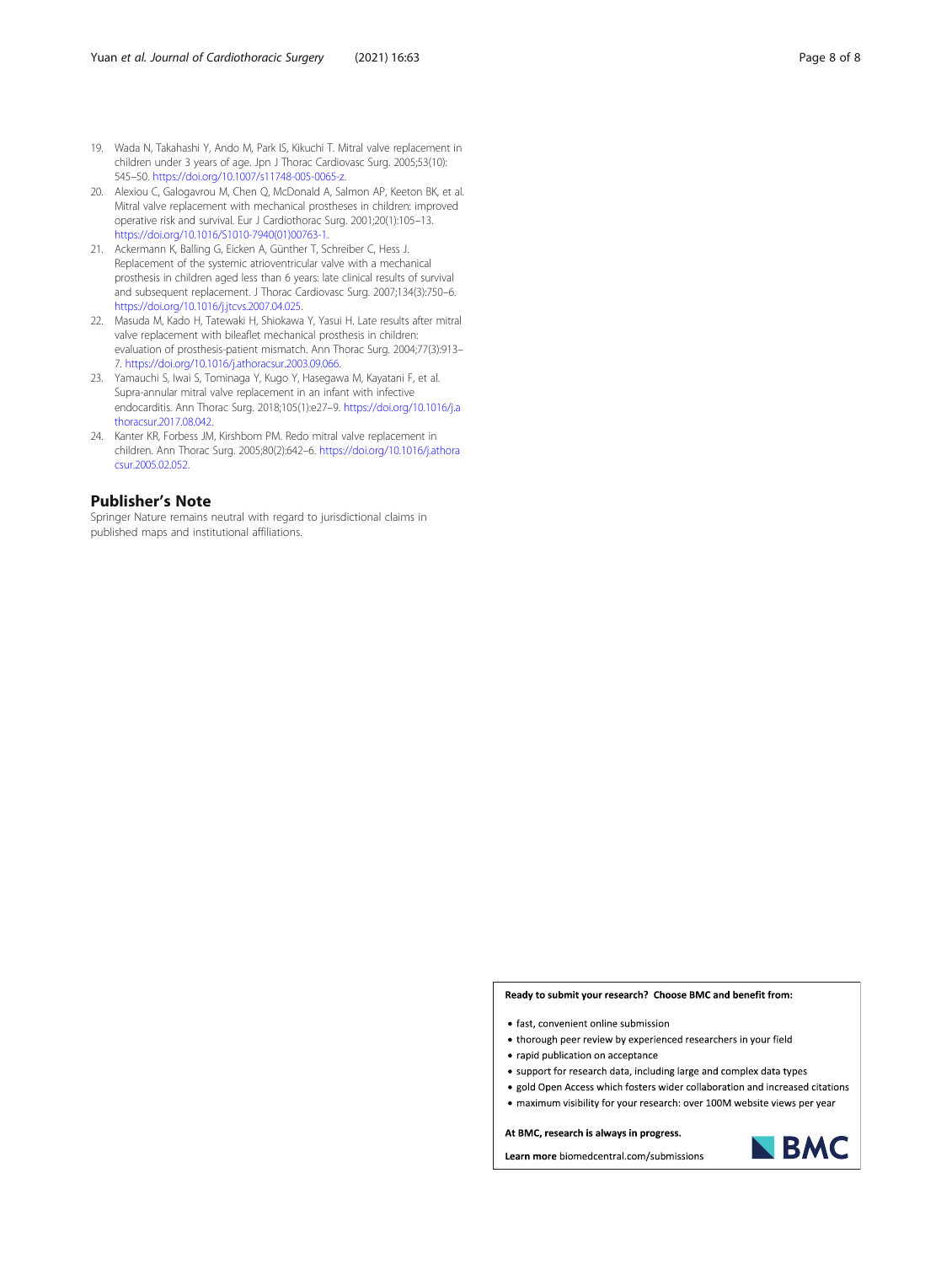19. Wada N, Takahashi Y, Ando M, Park IS, Kikuchi T. Mitral valve replacement in children under 3 years of age. Jpn J Thorac Cardiovasc Surg. 2005;53(10): 545–50. https://doi.org/10.1007/s11748-005-0065-z.
20. Alexiou C, Galogavrou M, Chen Q, McDonald A, Salmon AP, Keeton BK, et al. Mitral valve replacement with mechanical prostheses in children: improved operative risk and survival. Eur J Cardiothorac Surg. 2001;20(1):105–13. https://doi.org/10.1016/S1010-7940(01)00763-1.
21. Ackermann K, Balling G, Eicken A, Günther T, Schreiber C, Hess J. Replacement of the systemic atrioventricular valve with a mechanical prosthesis in children aged less than 6 years: late clinical results of survival and subsequent replacement. J Thorac Cardiovasc Surg. 2007;134(3):750–6. https://doi.org/10.1016/j.jtcvs.2007.04.025.
22. Masuda M, Kado H, Tatewaki H, Shiokawa Y, Yasui H. Late results after mitral valve replacement with bileaflet mechanical prosthesis in children: evaluation of prosthesis-patient mismatch. Ann Thorac Surg. 2004;77(3):913–7. https://doi.org/10.1016/j.athoracsur.2003.09.066.
23. Yamauchi S, Iwai S, Tominaga Y, Kugo Y, Hasegawa M, Kayatani F, et al. Supra-annular mitral valve replacement in an infant with infective endocarditis. Ann Thorac Surg. 2018;105(1):e27–9. https://doi.org/10.1016/j.athoracsur.2017.08.042.
24. Kanter KR, Forbess JM, Kirshbom PM. Redo mitral valve replacement in children. Ann Thorac Surg. 2005;80(2):642–6. https://doi.org/10.1016/j.athoracsur.2005.02.052.

## Publisher's Note

Springer Nature remains neutral with regard to jurisdictional claims in published maps and institutional affiliations.

**Ready to submit your research? Choose BMC and benefit from:**

- fast, convenient online submission
- thorough peer review by experienced researchers in your field
- rapid publication on acceptance
- support for research data, including large and complex data types
- gold Open Access which fosters wider collaboration and increased citations
- maximum visibility for your research: over 100M website views per year

**At BMC, research is always in progress.**

**Learn more** biomedcentral.com/submissions

BMC